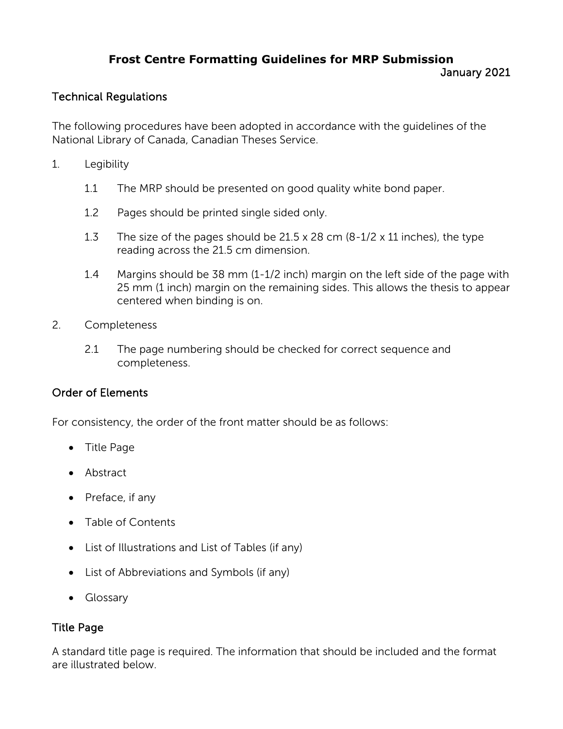# Frost Centre Formatting Guidelines for MRP Submission

January 2021

## Technical Regulations

The following procedures have been adopted in accordance with the guidelines of the National Library of Canada, Canadian Theses Service.

1. Legibility

   1.1 The MRP should be presented on good quality white bond paper.

   1.2 Pages should be printed single sided only.

   1.3 The size of the pages should be 21.5 x 28 cm (8-1/2 x 11 inches), the type reading across the 21.5 cm dimension.

   1.4 Margins should be 38 mm (1-1/2 inch) margin on the left side of the page with 25 mm (1 inch) margin on the remaining sides. This allows the thesis to appear centered when binding is on.

2. Completeness

   2.1 The page numbering should be checked for correct sequence and completeness.

## Order of Elements

For consistency, the order of the front matter should be as follows:

- Title Page
- Abstract
- Preface, if any
- Table of Contents
- List of Illustrations and List of Tables (if any)
- List of Abbreviations and Symbols (if any)
- Glossary

## Title Page

A standard title page is required. The information that should be included and the format are illustrated below.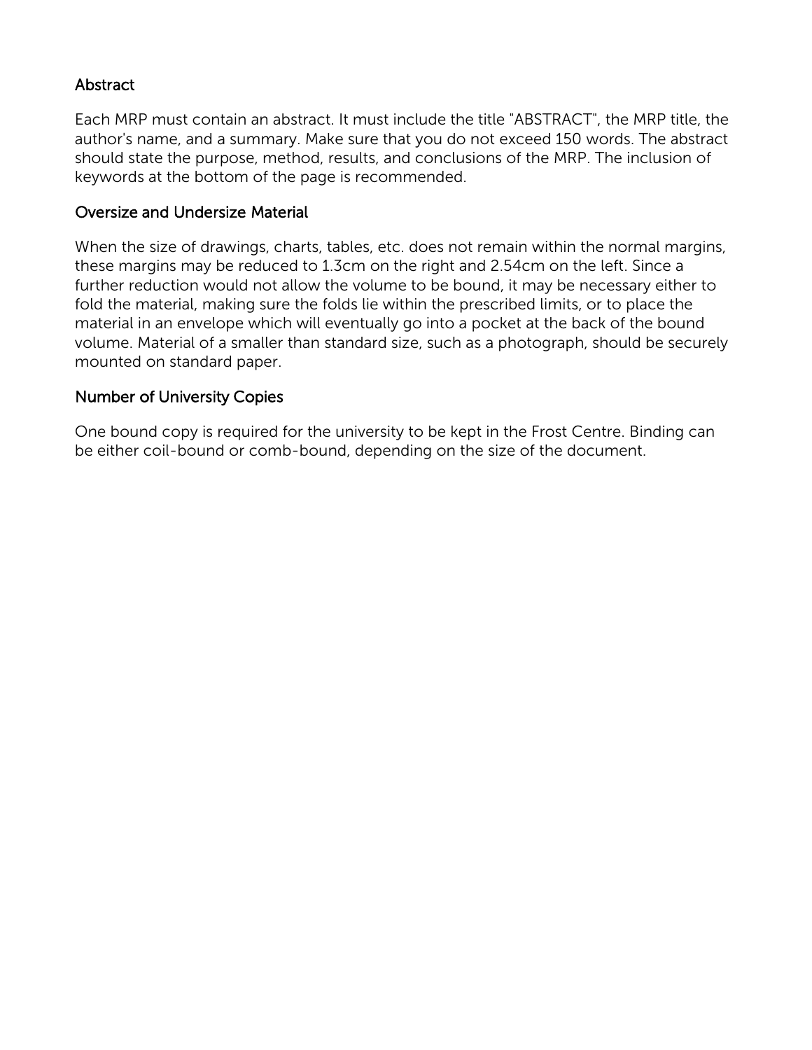## Abstract

Each MRP must contain an abstract. It must include the title "ABSTRACT", the MRP title, the author's name, and a summary. Make sure that you do not exceed 150 words. The abstract should state the purpose, method, results, and conclusions of the MRP. The inclusion of keywords at the bottom of the page is recommended.

## Oversize and Undersize Material

When the size of drawings, charts, tables, etc. does not remain within the normal margins, these margins may be reduced to 1.3cm on the right and 2.54cm on the left. Since a further reduction would not allow the volume to be bound, it may be necessary either to fold the material, making sure the folds lie within the prescribed limits, or to place the material in an envelope which will eventually go into a pocket at the back of the bound volume. Material of a smaller than standard size, such as a photograph, should be securely mounted on standard paper.

## Number of University Copies

One bound copy is required for the university to be kept in the Frost Centre. Binding can be either coil-bound or comb-bound, depending on the size of the document.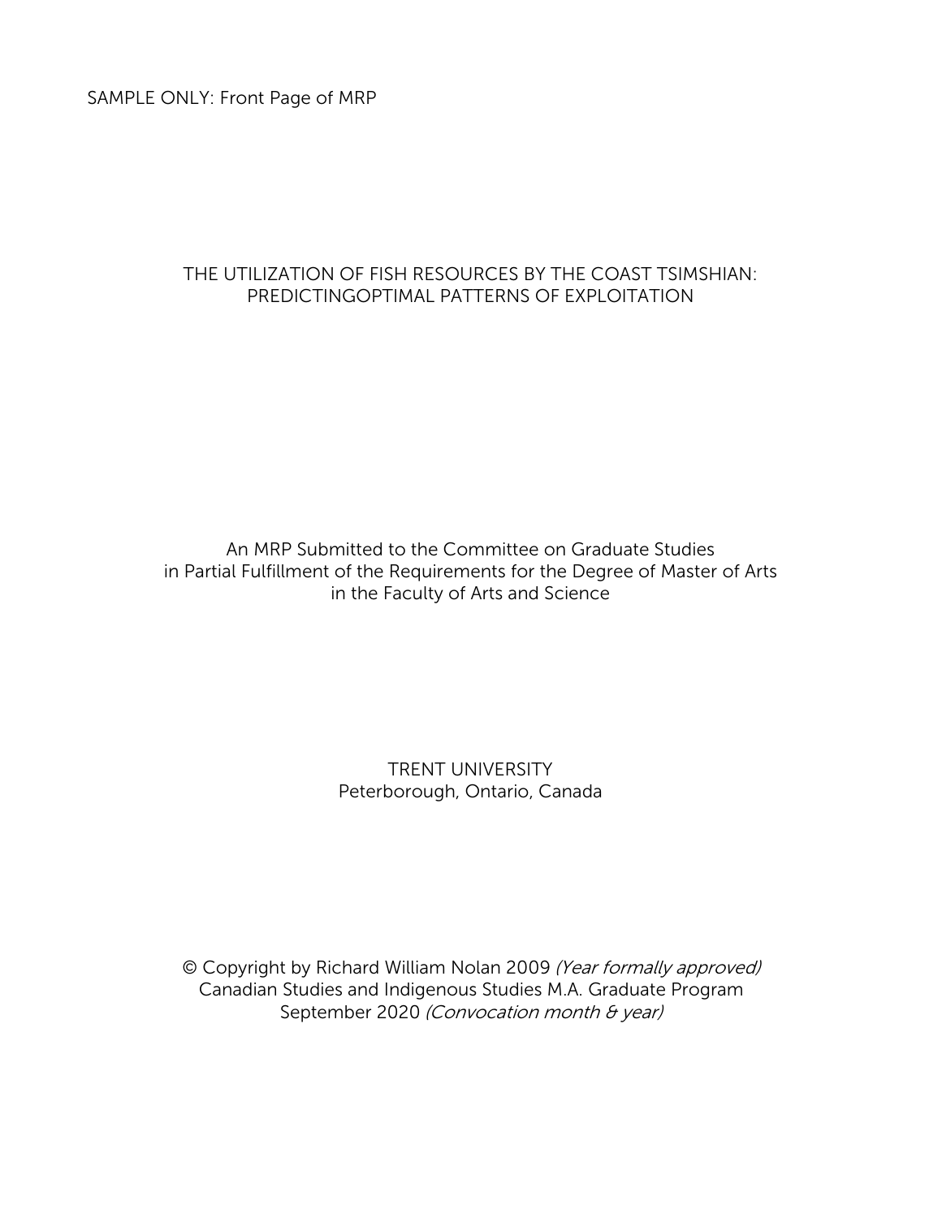SAMPLE ONLY: Front Page of MRP

THE UTILIZATION OF FISH RESOURCES BY THE COAST TSIMSHIAN:
PREDICTINGOPTIMAL PATTERNS OF EXPLOITATION

An MRP Submitted to the Committee on Graduate Studies
in Partial Fulfillment of the Requirements for the Degree of Master of Arts
in the Faculty of Arts and Science

TRENT UNIVERSITY
Peterborough, Ontario, Canada

© Copyright by Richard William Nolan 2009 *(Year formally approved)*
Canadian Studies and Indigenous Studies M.A. Graduate Program
September 2020 *(Convocation month & year)*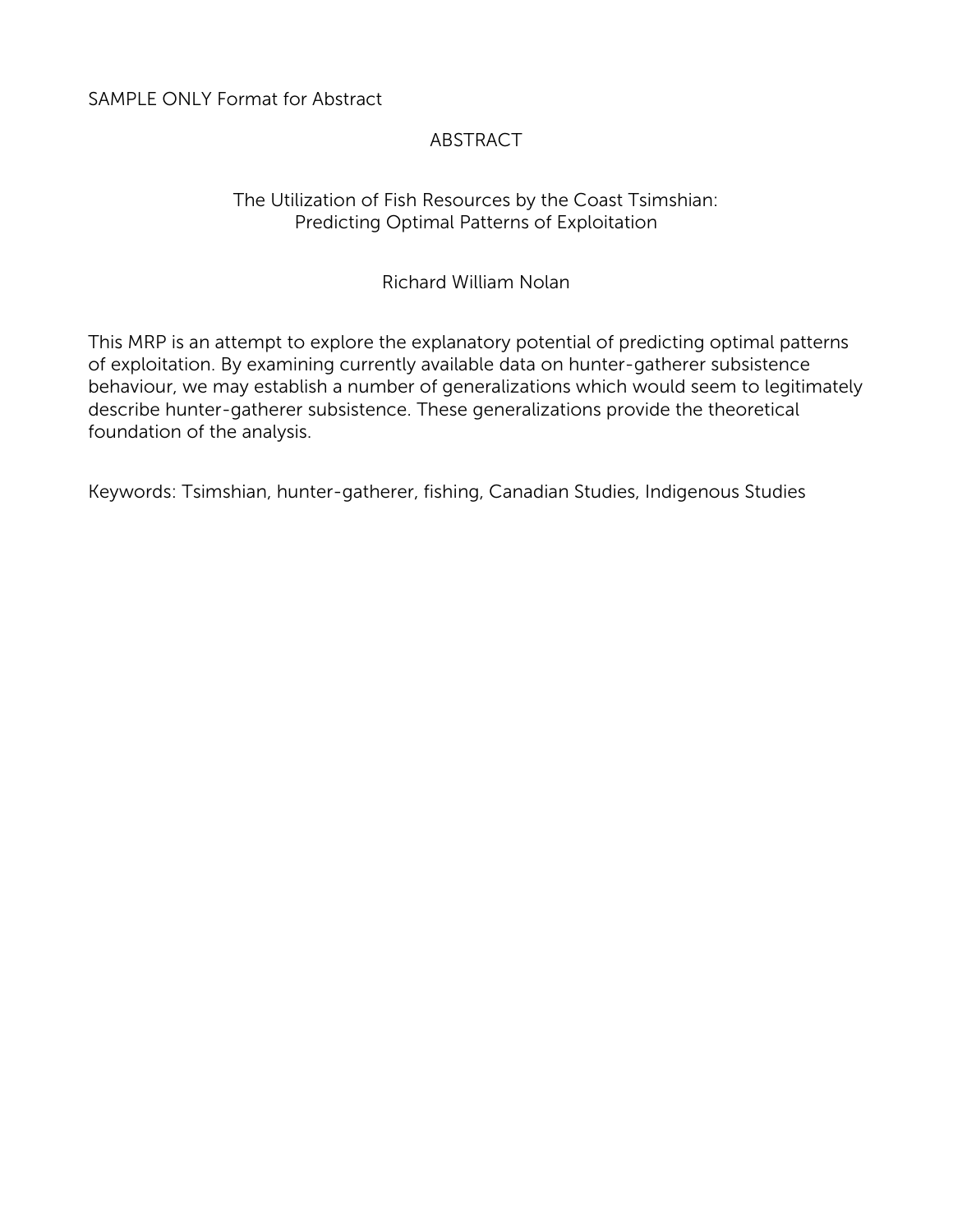SAMPLE ONLY Format for Abstract

# ABSTRACT

The Utilization of Fish Resources by the Coast Tsimshian:
Predicting Optimal Patterns of Exploitation

Richard William Nolan

This MRP is an attempt to explore the explanatory potential of predicting optimal patterns of exploitation. By examining currently available data on hunter-gatherer subsistence behaviour, we may establish a number of generalizations which would seem to legitimately describe hunter-gatherer subsistence. These generalizations provide the theoretical foundation of the analysis.

Keywords: Tsimshian, hunter-gatherer, fishing, Canadian Studies, Indigenous Studies